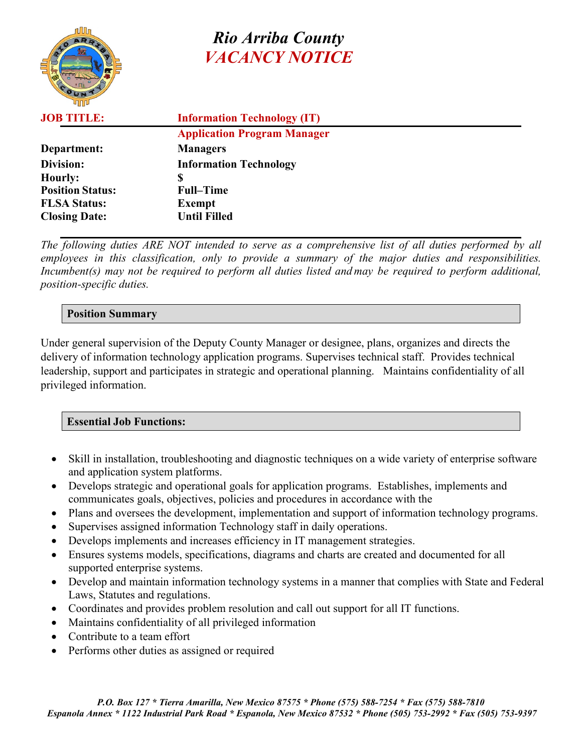# *Rio Arriba County*
# *VACANCY NOTICE*

| | |
|---|---|
| **JOB TITLE:** | **Information Technology (IT) Application Program Manager** |
| **Department:** | **Managers** |
| **Division:** | **Information Technology** |
| **Hourly:** | **$** |
| **Position Status:** | **Full–Time** |
| **FLSA Status:** | **Exempt** |
| **Closing Date:** | **Until Filled** |

*The following duties ARE NOT intended to serve as a comprehensive list of all duties performed by all employees in this classification, only to provide a summary of the major duties and responsibilities. Incumbent(s) may not be required to perform all duties listed and may be required to perform additional, position-specific duties.*

## Position Summary

Under general supervision of the Deputy County Manager or designee, plans, organizes and directs the delivery of information technology application programs. Supervises technical staff. Provides technical leadership, support and participates in strategic and operational planning. Maintains confidentiality of all privileged information.

## Essential Job Functions:

- Skill in installation, troubleshooting and diagnostic techniques on a wide variety of enterprise software and application system platforms.
- Develops strategic and operational goals for application programs. Establishes, implements and communicates goals, objectives, policies and procedures in accordance with the
- Plans and oversees the development, implementation and support of information technology programs.
- Supervises assigned information Technology staff in daily operations.
- Develops implements and increases efficiency in IT management strategies.
- Ensures systems models, specifications, diagrams and charts are created and documented for all supported enterprise systems.
- Develop and maintain information technology systems in a manner that complies with State and Federal Laws, Statutes and regulations.
- Coordinates and provides problem resolution and call out support for all IT functions.
- Maintains confidentiality of all privileged information
- Contribute to a team effort
- Performs other duties as assigned or required

*P.O. Box 127 * Tierra Amarilla, New Mexico 87575 * Phone (575) 588-7254 * Fax (575) 588-7810*
*Espanola Annex * 1122 Industrial Park Road * Espanola, New Mexico 87532 * Phone (505) 753-2992 * Fax (505) 753-9397*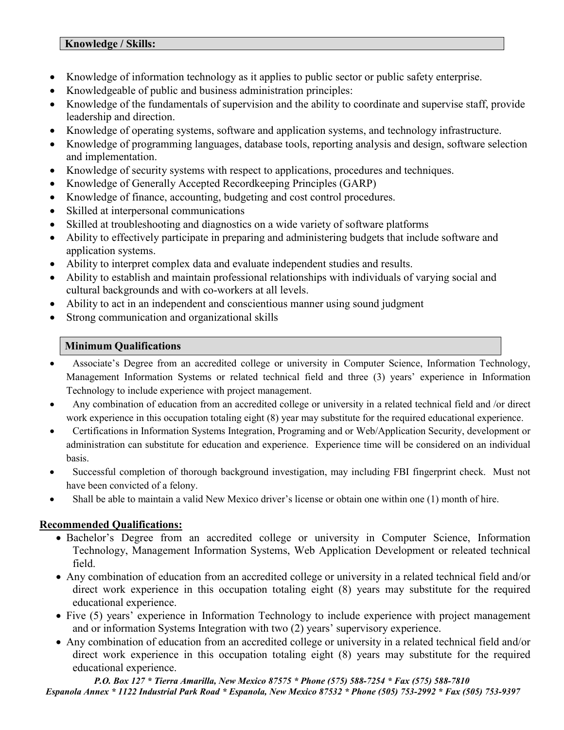## Knowledge / Skills:

- Knowledge of information technology as it applies to public sector or public safety enterprise.
- Knowledgeable of public and business administration principles:
- Knowledge of the fundamentals of supervision and the ability to coordinate and supervise staff, provide leadership and direction.
- Knowledge of operating systems, software and application systems, and technology infrastructure.
- Knowledge of programming languages, database tools, reporting analysis and design, software selection and implementation.
- Knowledge of security systems with respect to applications, procedures and techniques.
- Knowledge of Generally Accepted Recordkeeping Principles (GARP)
- Knowledge of finance, accounting, budgeting and cost control procedures.
- Skilled at interpersonal communications
- Skilled at troubleshooting and diagnostics on a wide variety of software platforms
- Ability to effectively participate in preparing and administering budgets that include software and application systems.
- Ability to interpret complex data and evaluate independent studies and results.
- Ability to establish and maintain professional relationships with individuals of varying social and cultural backgrounds and with co-workers at all levels.
- Ability to act in an independent and conscientious manner using sound judgment
- Strong communication and organizational skills

## Minimum Qualifications

- Associate's Degree from an accredited college or university in Computer Science, Information Technology, Management Information Systems or related technical field and three (3) years' experience in Information Technology to include experience with project management.
- Any combination of education from an accredited college or university in a related technical field and /or direct work experience in this occupation totaling eight (8) year may substitute for the required educational experience.
- Certifications in Information Systems Integration, Programing and or Web/Application Security, development or administration can substitute for education and experience. Experience time will be considered on an individual basis.
- Successful completion of thorough background investigation, may including FBI fingerprint check. Must not have been convicted of a felony.
- Shall be able to maintain a valid New Mexico driver's license or obtain one within one (1) month of hire.

## Recommended Qualifications:

- Bachelor's Degree from an accredited college or university in Computer Science, Information Technology, Management Information Systems, Web Application Development or releated technical field.
- Any combination of education from an accredited college or university in a related technical field and/or direct work experience in this occupation totaling eight (8) years may substitute for the required educational experience.
- Five (5) years' experience in Information Technology to include experience with project management and or information Systems Integration with two (2) years' supervisory experience.
- Any combination of education from an accredited college or university in a related technical field and/or direct work experience in this occupation totaling eight (8) years may substitute for the required educational experience.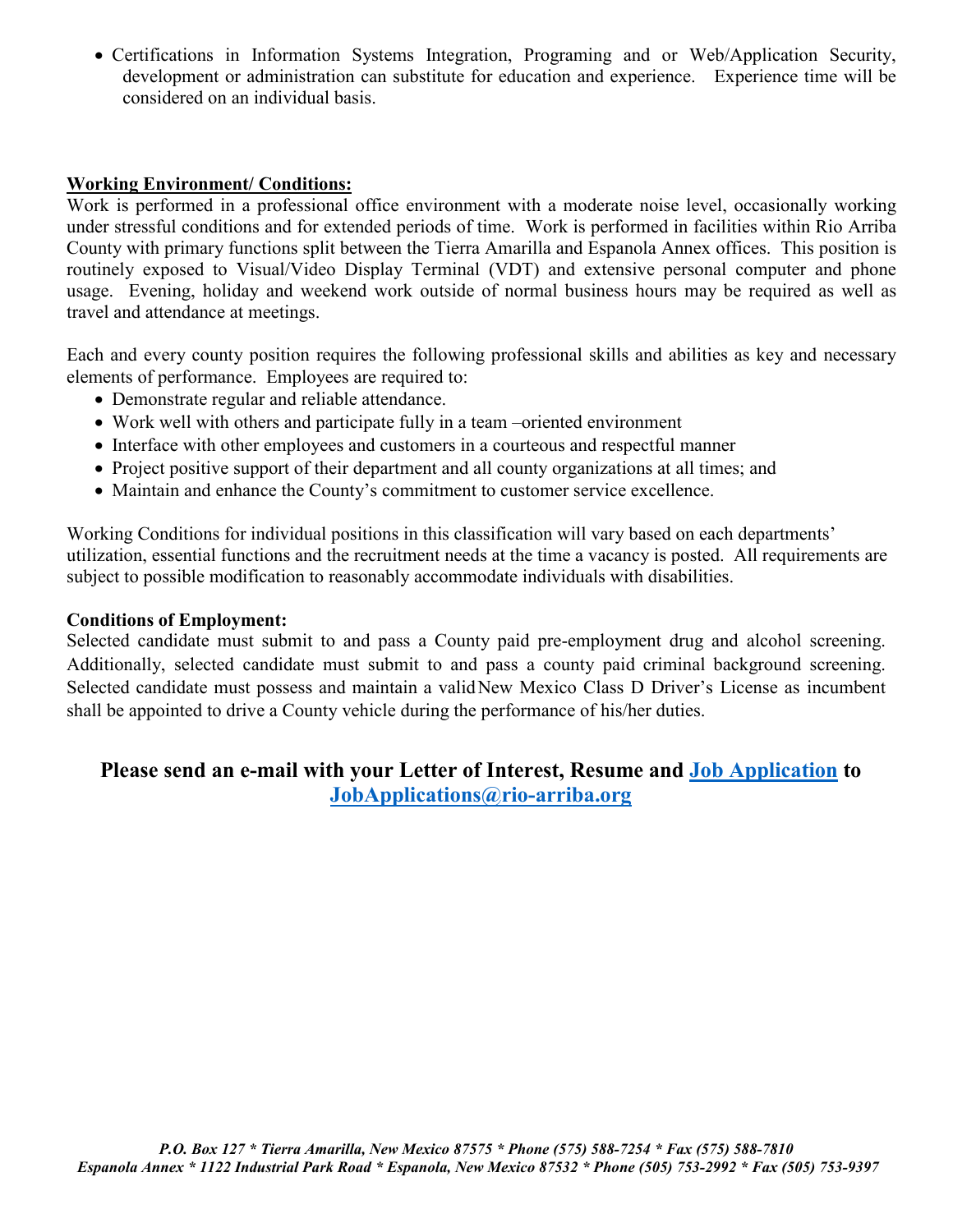- Certifications in Information Systems Integration, Programing and or Web/Application Security, development or administration can substitute for education and experience. Experience time will be considered on an individual basis.

**Working Environment/ Conditions:**

Work is performed in a professional office environment with a moderate noise level, occasionally working under stressful conditions and for extended periods of time. Work is performed in facilities within Rio Arriba County with primary functions split between the Tierra Amarilla and Espanola Annex offices. This position is routinely exposed to Visual/Video Display Terminal (VDT) and extensive personal computer and phone usage. Evening, holiday and weekend work outside of normal business hours may be required as well as travel and attendance at meetings.

Each and every county position requires the following professional skills and abilities as key and necessary elements of performance. Employees are required to:

- Demonstrate regular and reliable attendance.
- Work well with others and participate fully in a team –oriented environment
- Interface with other employees and customers in a courteous and respectful manner
- Project positive support of their department and all county organizations at all times; and
- Maintain and enhance the County's commitment to customer service excellence.

Working Conditions for individual positions in this classification will vary based on each departments' utilization, essential functions and the recruitment needs at the time a vacancy is posted. All requirements are subject to possible modification to reasonably accommodate individuals with disabilities.

**Conditions of Employment:**

Selected candidate must submit to and pass a County paid pre-employment drug and alcohol screening. Additionally, selected candidate must submit to and pass a county paid criminal background screening. Selected candidate must possess and maintain a valid New Mexico Class D Driver's License as incumbent shall be appointed to drive a County vehicle during the performance of his/her duties.

**Please send an e-mail with your Letter of Interest, Resume and Job Application to JobApplications@rio-arriba.org**

*P.O. Box 127 * Tierra Amarilla, New Mexico 87575 * Phone (575) 588-7254 * Fax (575) 588-7810*
*Espanola Annex * 1122 Industrial Park Road * Espanola, New Mexico 87532 * Phone (505) 753-2992 * Fax (505) 753-9397*